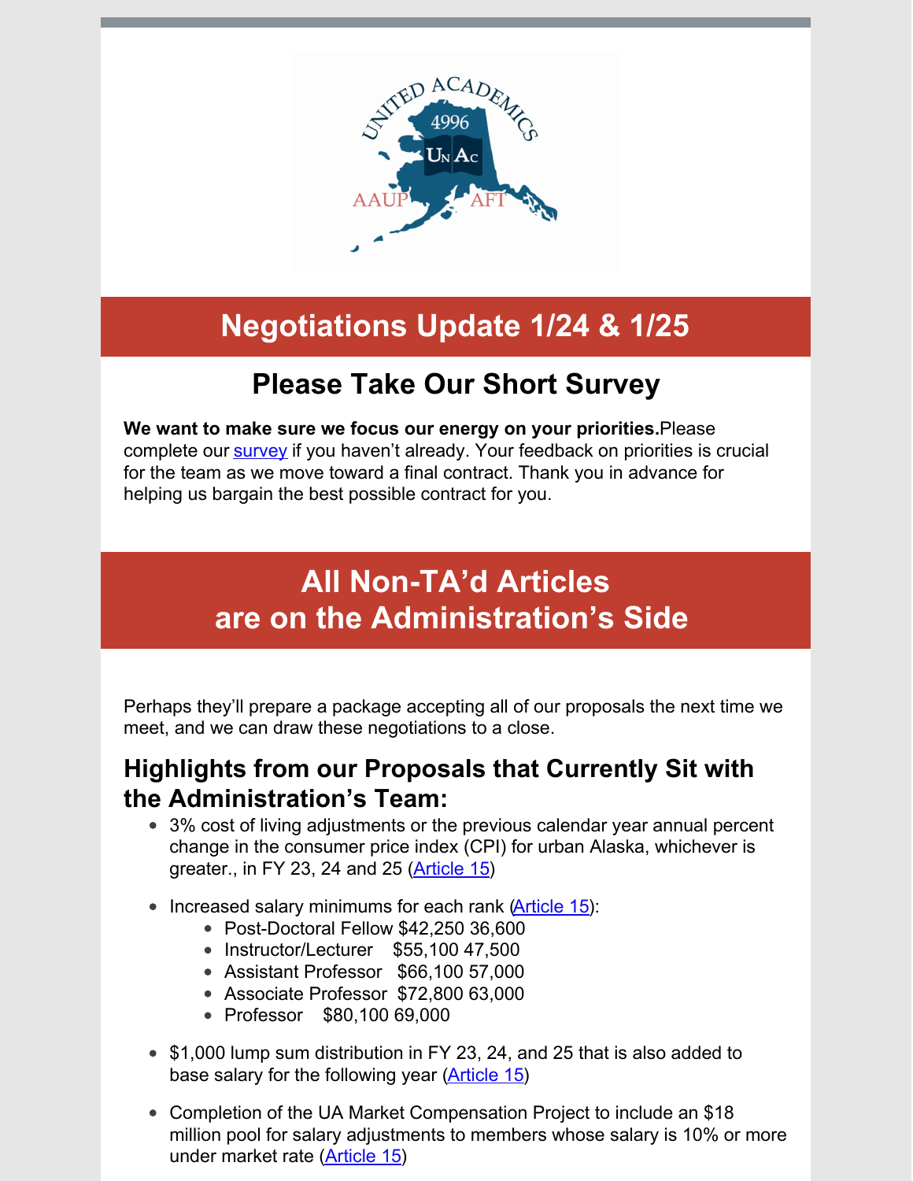# Negotiations Update 1/24 & 1/25

## Please Take Our Short Survey

**We want to make sure we focus our energy on your priorities.**Please complete our survey if you haven't already. Your feedback on priorities is crucial for the team as we move toward a final contract. Thank you in advance for helping us bargain the best possible contract for you.

## All Non-TA'd Articles are on the Administration's Side

Perhaps they'll prepare a package accepting all of our proposals the next time we meet, and we can draw these negotiations to a close.

### Highlights from our Proposals that Currently Sit with the Administration's Team:

- 3% cost of living adjustments or the previous calendar year annual percent change in the consumer price index (CPI) for urban Alaska, whichever is greater., in FY 23, 24 and 25 (Article 15)
- Increased salary minimums for each rank (Article 15):
  - Post-Doctoral Fellow $42,250 36,600
  - Instructor/Lecturer $55,100 47,500
  - Assistant Professor $66,100 57,000
  - Associate Professor $72,800 63,000
  - Professor $80,100 69,000
- $1,000 lump sum distribution in FY 23, 24, and 25 that is also added to base salary for the following year (Article 15)
- Completion of the UA Market Compensation Project to include an $18 million pool for salary adjustments to members whose salary is 10% or more under market rate (Article 15)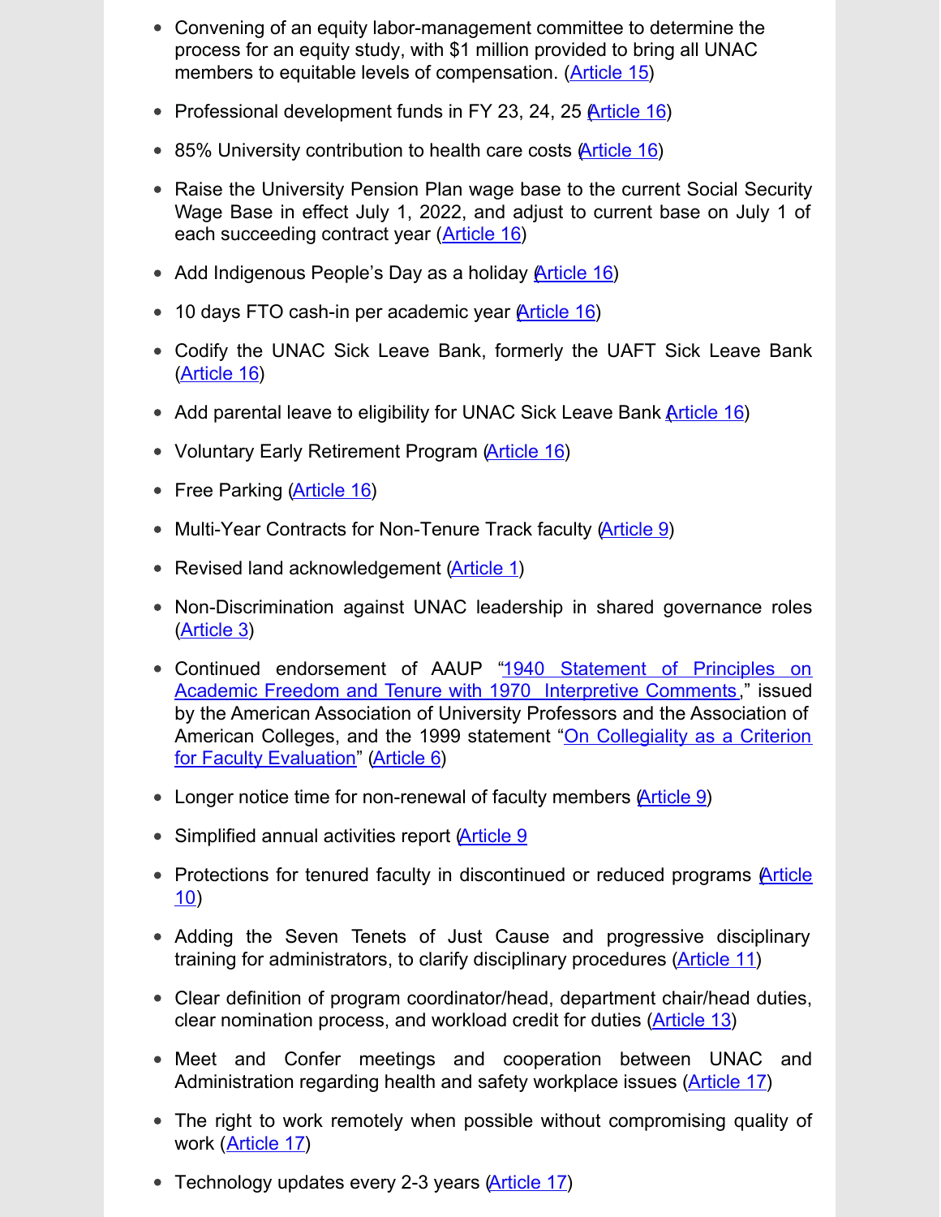- Convening of an equity labor-management committee to determine the process for an equity study, with $1 million provided to bring all UNAC members to equitable levels of compensation. (Article 15)
- Professional development funds in FY 23, 24, 25 (Article 16)
- 85% University contribution to health care costs (Article 16)
- Raise the University Pension Plan wage base to the current Social Security Wage Base in effect July 1, 2022, and adjust to current base on July 1 of each succeeding contract year (Article 16)
- Add Indigenous People's Day as a holiday (Article 16)
- 10 days FTO cash-in per academic year (Article 16)
- Codify the UNAC Sick Leave Bank, formerly the UAFT Sick Leave Bank (Article 16)
- Add parental leave to eligibility for UNAC Sick Leave Bank (Article 16)
- Voluntary Early Retirement Program (Article 16)
- Free Parking (Article 16)
- Multi-Year Contracts for Non-Tenure Track faculty (Article 9)
- Revised land acknowledgement (Article 1)
- Non-Discrimination against UNAC leadership in shared governance roles (Article 3)
- Continued endorsement of AAUP "1940 Statement of Principles on Academic Freedom and Tenure with 1970 Interpretive Comments," issued by the American Association of University Professors and the Association of American Colleges, and the 1999 statement "On Collegiality as a Criterion for Faculty Evaluation" (Article 6)
- Longer notice time for non-renewal of faculty members (Article 9)
- Simplified annual activities report (Article 9
- Protections for tenured faculty in discontinued or reduced programs (Article 10)
- Adding the Seven Tenets of Just Cause and progressive disciplinary training for administrators, to clarify disciplinary procedures (Article 11)
- Clear definition of program coordinator/head, department chair/head duties, clear nomination process, and workload credit for duties (Article 13)
- Meet and Confer meetings and cooperation between UNAC and Administration regarding health and safety workplace issues (Article 17)
- The right to work remotely when possible without compromising quality of work (Article 17)
- Technology updates every 2-3 years (Article 17)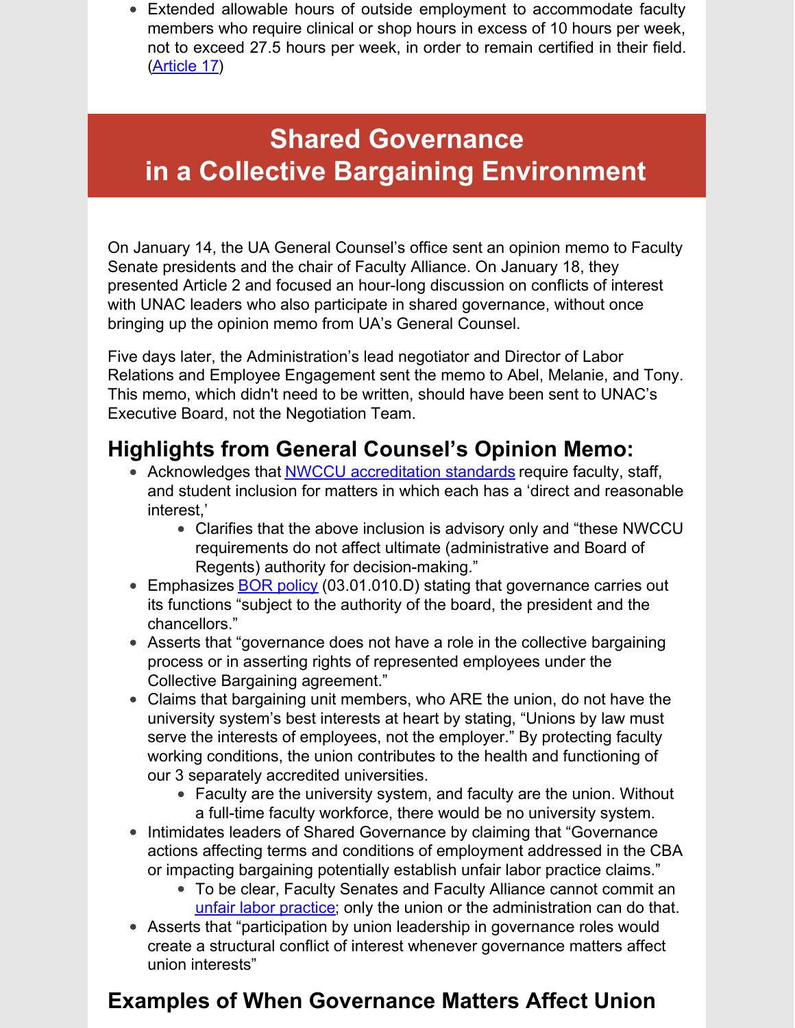- Extended allowable hours of outside employment to accommodate faculty members who require clinical or shop hours in excess of 10 hours per week, not to exceed 27.5 hours per week, in order to remain certified in their field. (Article 17)

# Shared Governance in a Collective Bargaining Environment

On January 14, the UA General Counsel's office sent an opinion memo to Faculty Senate presidents and the chair of Faculty Alliance. On January 18, they presented Article 2 and focused an hour-long discussion on conflicts of interest with UNAC leaders who also participate in shared governance, without once bringing up the opinion memo from UA's General Counsel.

Five days later, the Administration's lead negotiator and Director of Labor Relations and Employee Engagement sent the memo to Abel, Melanie, and Tony. This memo, which didn't need to be written, should have been sent to UNAC's Executive Board, not the Negotiation Team.

## Highlights from General Counsel's Opinion Memo:

- Acknowledges that NWCCU accreditation standards require faculty, staff, and student inclusion for matters in which each has a 'direct and reasonable interest,'
  - Clarifies that the above inclusion is advisory only and "these NWCCU requirements do not affect ultimate (administrative and Board of Regents) authority for decision-making."
- Emphasizes BOR policy (03.01.010.D) stating that governance carries out its functions "subject to the authority of the board, the president and the chancellors."
- Asserts that "governance does not have a role in the collective bargaining process or in asserting rights of represented employees under the Collective Bargaining agreement."
- Claims that bargaining unit members, who ARE the union, do not have the university system's best interests at heart by stating, "Unions by law must serve the interests of employees, not the employer." By protecting faculty working conditions, the union contributes to the health and functioning of our 3 separately accredited universities.
  - Faculty are the university system, and faculty are the union. Without a full-time faculty workforce, there would be no university system.
- Intimidates leaders of Shared Governance by claiming that "Governance actions affecting terms and conditions of employment addressed in the CBA or impacting bargaining potentially establish unfair labor practice claims."
  - To be clear, Faculty Senates and Faculty Alliance cannot commit an unfair labor practice; only the union or the administration can do that.
- Asserts that "participation by union leadership in governance roles would create a structural conflict of interest whenever governance matters affect union interests"

## Examples of When Governance Matters Affect Union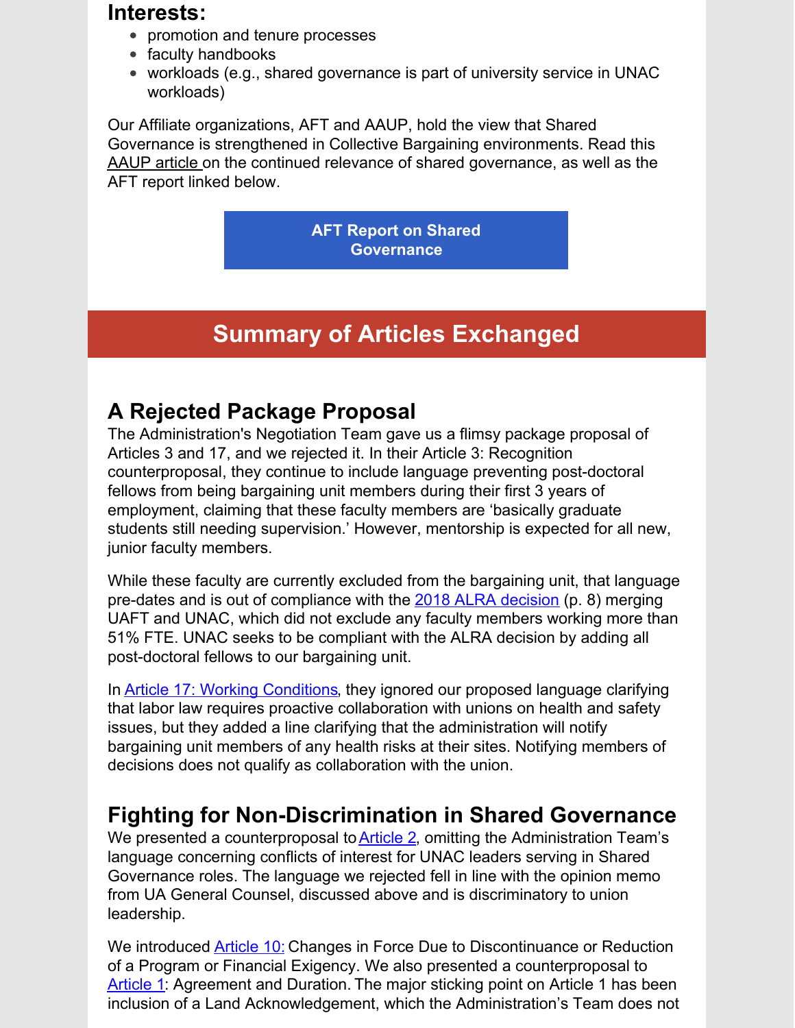## Interests:

- promotion and tenure processes
- faculty handbooks
- workloads (e.g., shared governance is part of university service in UNAC workloads)

Our Affiliate organizations, AFT and AAUP, hold the view that Shared Governance is strengthened in Collective Bargaining environments. Read this AAUP article on the continued relevance of shared governance, as well as the AFT report linked below.

**AFT Report on Shared Governance**

# Summary of Articles Exchanged

## A Rejected Package Proposal

The Administration's Negotiation Team gave us a flimsy package proposal of Articles 3 and 17, and we rejected it. In their Article 3: Recognition counterproposal, they continue to include language preventing post-doctoral fellows from being bargaining unit members during their first 3 years of employment, claiming that these faculty members are 'basically graduate students still needing supervision.' However, mentorship is expected for all new, junior faculty members.

While these faculty are currently excluded from the bargaining unit, that language pre-dates and is out of compliance with the 2018 ALRA decision (p. 8) merging UAFT and UNAC, which did not exclude any faculty members working more than 51% FTE. UNAC seeks to be compliant with the ALRA decision by adding all post-doctoral fellows to our bargaining unit.

In Article 17: Working Conditions, they ignored our proposed language clarifying that labor law requires proactive collaboration with unions on health and safety issues, but they added a line clarifying that the administration will notify bargaining unit members of any health risks at their sites. Notifying members of decisions does not qualify as collaboration with the union.

## Fighting for Non-Discrimination in Shared Governance

We presented a counterproposal to Article 2, omitting the Administration Team's language concerning conflicts of interest for UNAC leaders serving in Shared Governance roles. The language we rejected fell in line with the opinion memo from UA General Counsel, discussed above and is discriminatory to union leadership.

We introduced Article 10: Changes in Force Due to Discontinuance or Reduction of a Program or Financial Exigency. We also presented a counterproposal to Article 1: Agreement and Duration. The major sticking point on Article 1 has been inclusion of a Land Acknowledgement, which the Administration's Team does not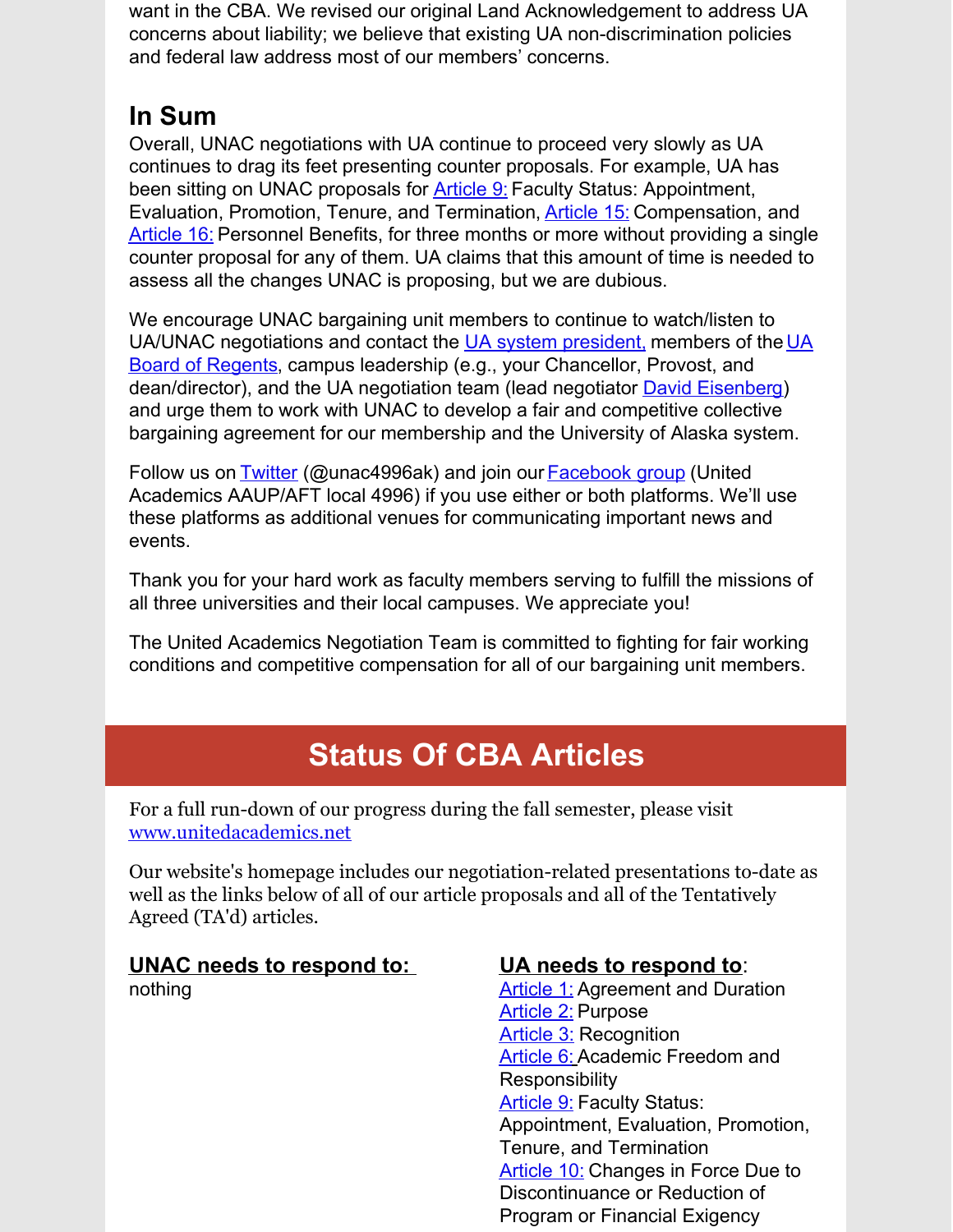want in the CBA. We revised our original Land Acknowledgement to address UA concerns about liability; we believe that existing UA non-discrimination policies and federal law address most of our members' concerns.

## In Sum

Overall, UNAC negotiations with UA continue to proceed very slowly as UA continues to drag its feet presenting counter proposals. For example, UA has been sitting on UNAC proposals for Article 9: Faculty Status: Appointment, Evaluation, Promotion, Tenure, and Termination, Article 15: Compensation, and Article 16: Personnel Benefits, for three months or more without providing a single counter proposal for any of them. UA claims that this amount of time is needed to assess all the changes UNAC is proposing, but we are dubious.

We encourage UNAC bargaining unit members to continue to watch/listen to UA/UNAC negotiations and contact the UA system president, members of the UA Board of Regents, campus leadership (e.g., your Chancellor, Provost, and dean/director), and the UA negotiation team (lead negotiator David Eisenberg) and urge them to work with UNAC to develop a fair and competitive collective bargaining agreement for our membership and the University of Alaska system.

Follow us on Twitter (@unac4996ak) and join our Facebook group (United Academics AAUP/AFT local 4996) if you use either or both platforms. We'll use these platforms as additional venues for communicating important news and events.

Thank you for your hard work as faculty members serving to fulfill the missions of all three universities and their local campuses. We appreciate you!

The United Academics Negotiation Team is committed to fighting for fair working conditions and competitive compensation for all of our bargaining unit members.

## Status Of CBA Articles

For a full run-down of our progress during the fall semester, please visit www.unitedacademics.net

Our website's homepage includes our negotiation-related presentations to-date as well as the links below of all of our article proposals and all of the Tentatively Agreed (TA'd) articles.

**UNAC needs to respond to:**
nothing

**UA needs to respond to:**
Article 1: Agreement and Duration
Article 2: Purpose
Article 3: Recognition
Article 6: Academic Freedom and Responsibility
Article 9: Faculty Status: Appointment, Evaluation, Promotion, Tenure, and Termination
Article 10: Changes in Force Due to Discontinuance or Reduction of Program or Financial Exigency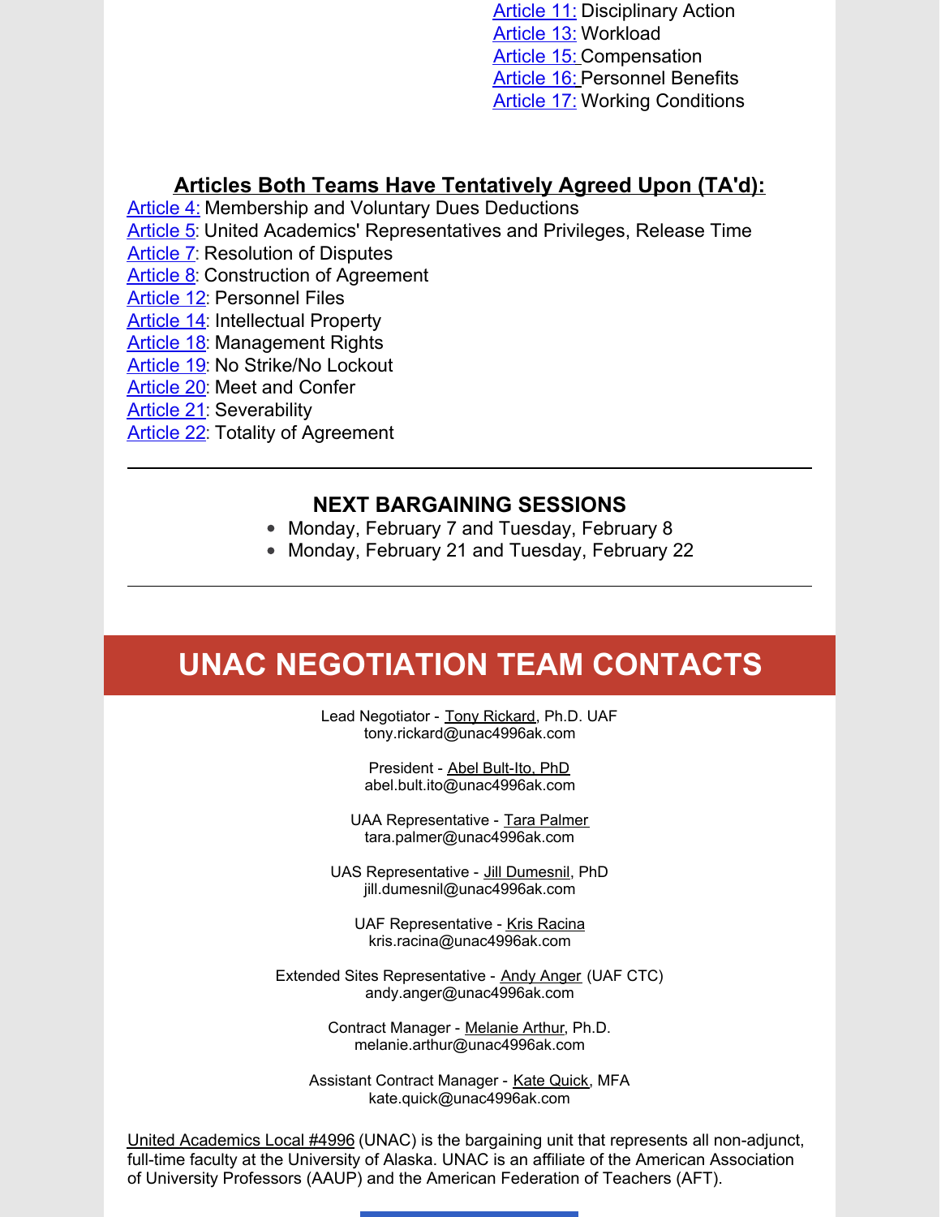Article 11: Disciplinary Action
Article 13: Workload
Article 15: Compensation
Article 16: Personnel Benefits
Article 17: Working Conditions

## Articles Both Teams Have Tentatively Agreed Upon (TA'd):

Article 4: Membership and Voluntary Dues Deductions
Article 5: United Academics' Representatives and Privileges, Release Time
Article 7: Resolution of Disputes
Article 8: Construction of Agreement
Article 12: Personnel Files
Article 14: Intellectual Property
Article 18: Management Rights
Article 19: No Strike/No Lockout
Article 20: Meet and Confer
Article 21: Severability
Article 22: Totality of Agreement

---

### NEXT BARGAINING SESSIONS

- Monday, February 7 and Tuesday, February 8
- Monday, February 21 and Tuesday, February 22

---

## UNAC NEGOTIATION TEAM CONTACTS

Lead Negotiator - Tony Rickard, Ph.D. UAF
tony.rickard@unac4996ak.com

President - Abel Bult-Ito, PhD
abel.bult.ito@unac4996ak.com

UAA Representative - Tara Palmer
tara.palmer@unac4996ak.com

UAS Representative - Jill Dumesnil, PhD
jill.dumesnil@unac4996ak.com

UAF Representative - Kris Racina
kris.racina@unac4996ak.com

Extended Sites Representative - Andy Anger (UAF CTC)
andy.anger@unac4996ak.com

Contract Manager - Melanie Arthur, Ph.D.
melanie.arthur@unac4996ak.com

Assistant Contract Manager - Kate Quick, MFA
kate.quick@unac4996ak.com

United Academics Local #4996 (UNAC) is the bargaining unit that represents all non-adjunct, full-time faculty at the University of Alaska. UNAC is an affiliate of the American Association of University Professors (AAUP) and the American Federation of Teachers (AFT).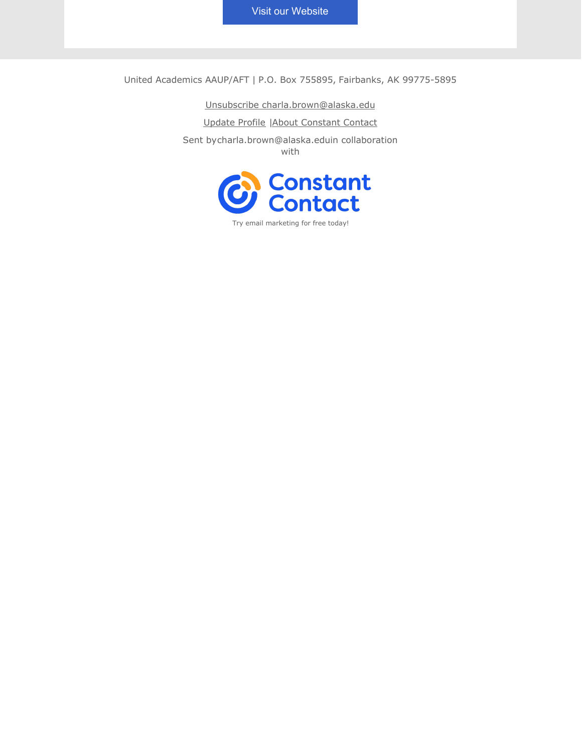Visit our Website

United Academics AAUP/AFT | P.O. Box 755895, Fairbanks, AK 99775-5895

Unsubscribe charla.brown@alaska.edu

Update Profile |About Constant Contact

Sent bycharla.brown@alaska.eduin collaboration with

Constant Contact

Try email marketing for free today!